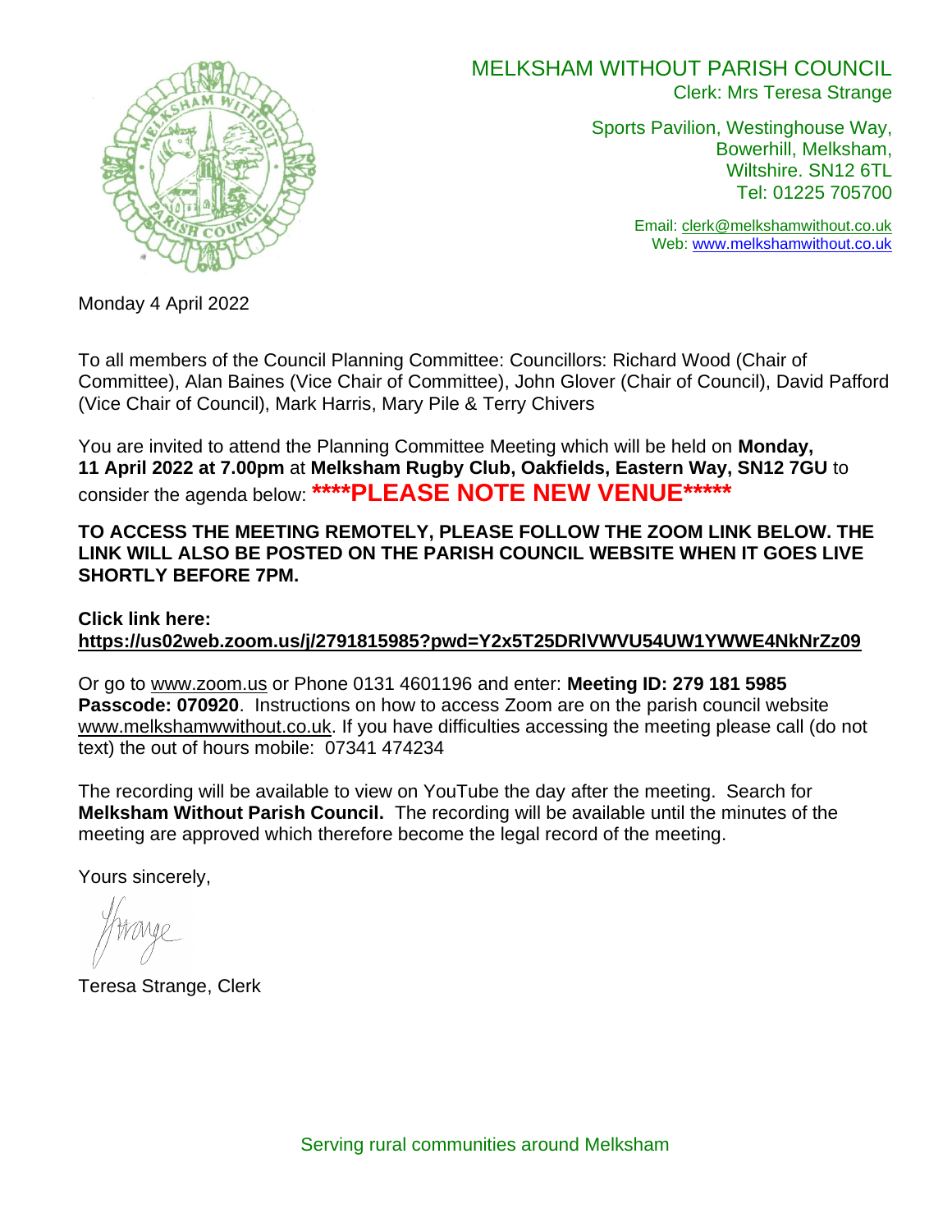# MELKSHAM WITHOUT PARISH COUNCIL

Clerk: Mrs Teresa Strange

Sports Pavilion, Westinghouse Way,
Bowerhill, Melksham,
Wiltshire. SN12 6TL
Tel: 01225 705700

Email: clerk@melkshamwithout.co.uk
Web: www.melkshamwithout.co.uk

Monday 4 April 2022

To all members of the Council Planning Committee: Councillors: Richard Wood (Chair of Committee), Alan Baines (Vice Chair of Committee), John Glover (Chair of Council), David Pafford (Vice Chair of Council), Mark Harris, Mary Pile & Terry Chivers

You are invited to attend the Planning Committee Meeting which will be held on **Monday, 11 April 2022 at 7.00pm** at **Melksham Rugby Club, Oakfields, Eastern Way, SN12 7GU** to consider the agenda below: **\*\*\*\*PLEASE NOTE NEW VENUE\*\*\*\*\***

**TO ACCESS THE MEETING REMOTELY, PLEASE FOLLOW THE ZOOM LINK BELOW. THE LINK WILL ALSO BE POSTED ON THE PARISH COUNCIL WEBSITE WHEN IT GOES LIVE SHORTLY BEFORE 7PM.**

**Click link here:**
**https://us02web.zoom.us/j/2791815985?pwd=Y2x5T25DRlVWVU54UW1YWWE4NkNrZz09**

Or go to www.zoom.us or Phone 0131 4601196 and enter: **Meeting ID: 279 181 5985 Passcode: 070920**. Instructions on how to access Zoom are on the parish council website www.melkshamwwithout.co.uk. If you have difficulties accessing the meeting please call (do not text) the out of hours mobile: 07341 474234

The recording will be available to view on YouTube the day after the meeting. Search for **Melksham Without Parish Council.** The recording will be available until the minutes of the meeting are approved which therefore become the legal record of the meeting.

Yours sincerely,

Teresa Strange, Clerk

Serving rural communities around Melksham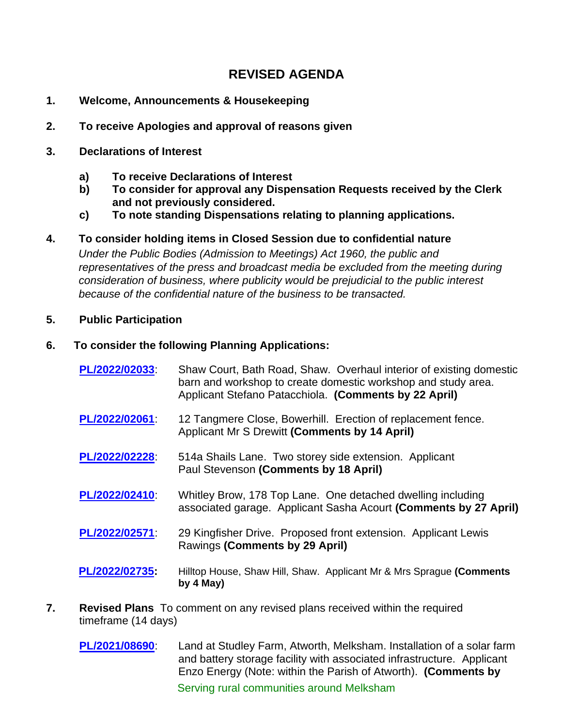# REVISED AGENDA

1. **Welcome, Announcements & Housekeeping**

2. **To receive Apologies and approval of reasons given**

3. **Declarations of Interest**

   a) **To receive Declarations of Interest**
   b) **To consider for approval any Dispensation Requests received by the Clerk and not previously considered.**
   c) **To note standing Dispensations relating to planning applications.**

4. **To consider holding items in Closed Session due to confidential nature**
   *Under the Public Bodies (Admission to Meetings) Act 1960, the public and representatives of the press and broadcast media be excluded from the meeting during consideration of business, where publicity would be prejudicial to the public interest because of the confidential nature of the business to be transacted.*

5. **Public Participation**

6. **To consider the following Planning Applications:**

   **PL/2022/02033**: Shaw Court, Bath Road, Shaw. Overhaul interior of existing domestic barn and workshop to create domestic workshop and study area. Applicant Stefano Patacchiola. **(Comments by 22 April)**

   **PL/2022/02061**: 12 Tangmere Close, Bowerhill. Erection of replacement fence. Applicant Mr S Drewitt **(Comments by 14 April)**

   **PL/2022/02228**: 514a Shails Lane. Two storey side extension. Applicant Paul Stevenson **(Comments by 18 April)**

   **PL/2022/02410**: Whitley Brow, 178 Top Lane. One detached dwelling including associated garage. Applicant Sasha Acourt **(Comments by 27 April)**

   **PL/2022/02571**: 29 Kingfisher Drive. Proposed front extension. Applicant Lewis Rawings **(Comments by 29 April)**

   **PL/2022/02735:** Hilltop House, Shaw Hill, Shaw. Applicant Mr & Mrs Sprague **(Comments by 4 May)**

7. **Revised Plans** To comment on any revised plans received within the required timeframe (14 days)

   **PL/2021/08690**: Land at Studley Farm, Atworth, Melksham. Installation of a solar farm and battery storage facility with associated infrastructure. Applicant Enzo Energy (Note: within the Parish of Atworth). **(Comments by**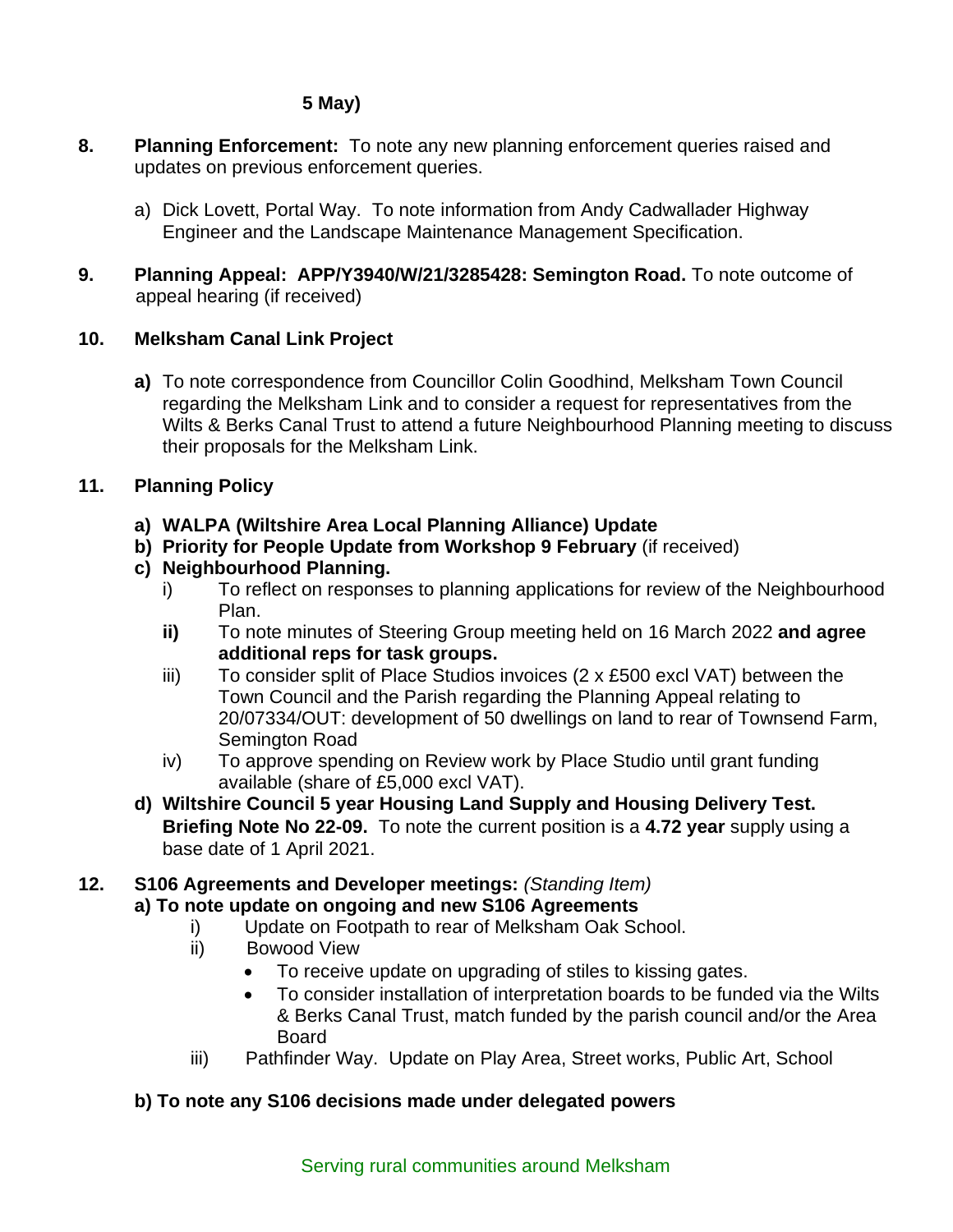**5 May)**

**8.** **Planning Enforcement:** To note any new planning enforcement queries raised and updates on previous enforcement queries.

a) Dick Lovett, Portal Way. To note information from Andy Cadwallader Highway Engineer and the Landscape Maintenance Management Specification.

**9.** **Planning Appeal: APP/Y3940/W/21/3285428: Semington Road.** To note outcome of appeal hearing (if received)

**10.** **Melksham Canal Link Project**

**a)** To note correspondence from Councillor Colin Goodhind, Melksham Town Council regarding the Melksham Link and to consider a request for representatives from the Wilts & Berks Canal Trust to attend a future Neighbourhood Planning meeting to discuss their proposals for the Melksham Link.

**11.** **Planning Policy**

**a) WALPA (Wiltshire Area Local Planning Alliance) Update**

**b) Priority for People Update from Workshop 9 February** (if received)

**c) Neighbourhood Planning.**

i) To reflect on responses to planning applications for review of the Neighbourhood Plan.

**ii)** To note minutes of Steering Group meeting held on 16 March 2022 **and agree additional reps for task groups.**

iii) To consider split of Place Studios invoices (2 x £500 excl VAT) between the Town Council and the Parish regarding the Planning Appeal relating to 20/07334/OUT: development of 50 dwellings on land to rear of Townsend Farm, Semington Road

iv) To approve spending on Review work by Place Studio until grant funding available (share of £5,000 excl VAT).

**d) Wiltshire Council 5 year Housing Land Supply and Housing Delivery Test. Briefing Note No 22-09.** To note the current position is a **4.72 year** supply using a base date of 1 April 2021.

**12.** **S106 Agreements and Developer meetings:** *(Standing Item)*

**a) To note update on ongoing and new S106 Agreements**

i) Update on Footpath to rear of Melksham Oak School.

ii) Bowood View

- To receive update on upgrading of stiles to kissing gates.
- To consider installation of interpretation boards to be funded via the Wilts & Berks Canal Trust, match funded by the parish council and/or the Area Board

iii) Pathfinder Way. Update on Play Area, Street works, Public Art, School

**b) To note any S106 decisions made under delegated powers**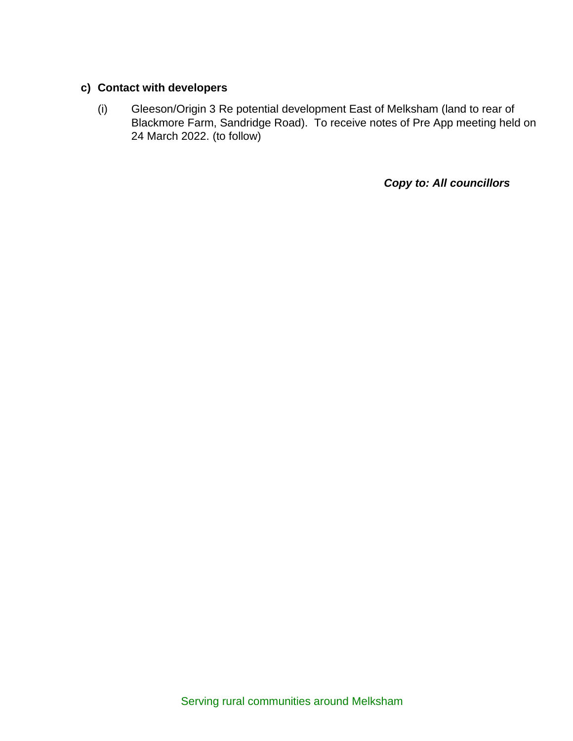**c) Contact with developers**

(i) Gleeson/Origin 3 Re potential development East of Melksham (land to rear of Blackmore Farm, Sandridge Road). To receive notes of Pre App meeting held on 24 March 2022. (to follow)

***Copy to: All councillors***

Serving rural communities around Melksham